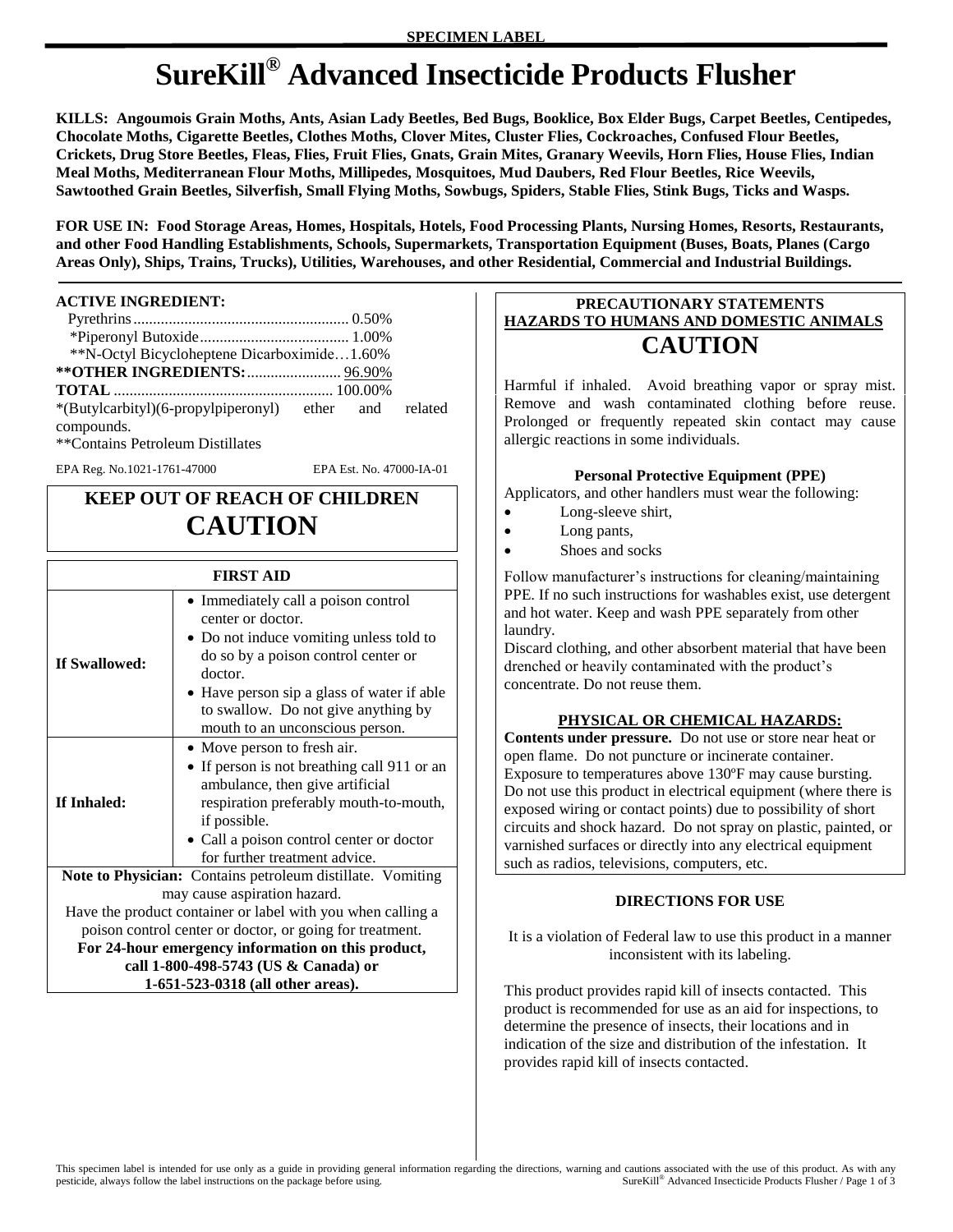SPECIMEN LABEL

# SureKill® Advanced Insecticide Products Flusher

**KILLS: Angoumois Grain Moths, Ants, Asian Lady Beetles, Bed Bugs, Booklice, Box Elder Bugs, Carpet Beetles, Centipedes, Chocolate Moths, Cigarette Beetles, Clothes Moths, Clover Mites, Cluster Flies, Cockroaches, Confused Flour Beetles, Crickets, Drug Store Beetles, Fleas, Flies, Fruit Flies, Gnats, Grain Mites, Granary Weevils, Horn Flies, House Flies, Indian Meal Moths, Mediterranean Flour Moths, Millipedes, Mosquitoes, Mud Daubers, Red Flour Beetles, Rice Weevils, Sawtoothed Grain Beetles, Silverfish, Small Flying Moths, Sowbugs, Spiders, Stable Flies, Stink Bugs, Ticks and Wasps.**

**FOR USE IN: Food Storage Areas, Homes, Hospitals, Hotels, Food Processing Plants, Nursing Homes, Resorts, Restaurants, and other Food Handling Establishments, Schools, Supermarkets, Transportation Equipment (Buses, Boats, Planes (Cargo Areas Only), Ships, Trains, Trucks), Utilities, Warehouses, and other Residential, Commercial and Industrial Buildings.**

**ACTIVE INGREDIENT:**

| | |
|---|---|
| Pyrethrins | 0.50% |
| *Piperonyl Butoxide | 1.00% |
| **N-Octyl Bicycloheptene Dicarboximide | 1.60% |
| **\*\*OTHER INGREDIENTS:** | 96.90% |
| **TOTAL** | 100.00% |

*(Butylcarbityl)(6-propylpiperonyl) ether and related compounds.
**Contains Petroleum Distillates

EPA Reg. No.1021-1761-47000 EPA Est. No. 47000-IA-01

**KEEP OUT OF REACH OF CHILDREN**
## CAUTION

| FIRST AID | |
|---|---|
| **If Swallowed:** | • Immediately call a poison control center or doctor.<br>• Do not induce vomiting unless told to do so by a poison control center or doctor.<br>• Have person sip a glass of water if able to swallow. Do not give anything by mouth to an unconscious person. |
| **If Inhaled:** | • Move person to fresh air.<br>• If person is not breathing call 911 or an ambulance, then give artificial respiration preferably mouth-to-mouth, if possible.<br>• Call a poison control center or doctor for further treatment advice. |

**Note to Physician:** Contains petroleum distillate. Vomiting may cause aspiration hazard.
Have the product container or label with you when calling a poison control center or doctor, or going for treatment.
**For 24-hour emergency information on this product, call 1-800-498-5743 (US & Canada) or 1-651-523-0318 (all other areas).**

**PRECAUTIONARY STATEMENTS**
**HAZARDS TO HUMANS AND DOMESTIC ANIMALS**
## CAUTION

Harmful if inhaled. Avoid breathing vapor or spray mist. Remove and wash contaminated clothing before reuse. Prolonged or frequently repeated skin contact may cause allergic reactions in some individuals.

**Personal Protective Equipment (PPE)**

Applicators, and other handlers must wear the following:

- Long-sleeve shirt,
- Long pants,
- Shoes and socks

Follow manufacturer's instructions for cleaning/maintaining PPE. If no such instructions for washables exist, use detergent and hot water. Keep and wash PPE separately from other laundry.
Discard clothing, and other absorbent material that have been drenched or heavily contaminated with the product's concentrate. Do not reuse them.

**PHYSICAL OR CHEMICAL HAZARDS:**

**Contents under pressure.** Do not use or store near heat or open flame. Do not puncture or incinerate container. Exposure to temperatures above 130ºF may cause bursting. Do not use this product in electrical equipment (where there is exposed wiring or contact points) due to possibility of short circuits and shock hazard. Do not spray on plastic, painted, or varnished surfaces or directly into any electrical equipment such as radios, televisions, computers, etc.

### DIRECTIONS FOR USE

It is a violation of Federal law to use this product in a manner inconsistent with its labeling.

This product provides rapid kill of insects contacted. This product is recommended for use as an aid for inspections, to determine the presence of insects, their locations and in indication of the size and distribution of the infestation. It provides rapid kill of insects contacted.

This specimen label is intended for use only as a guide in providing general information regarding the directions, warning and cautions associated with the use of this product. As with any pesticide, always follow the label instructions on the package before using.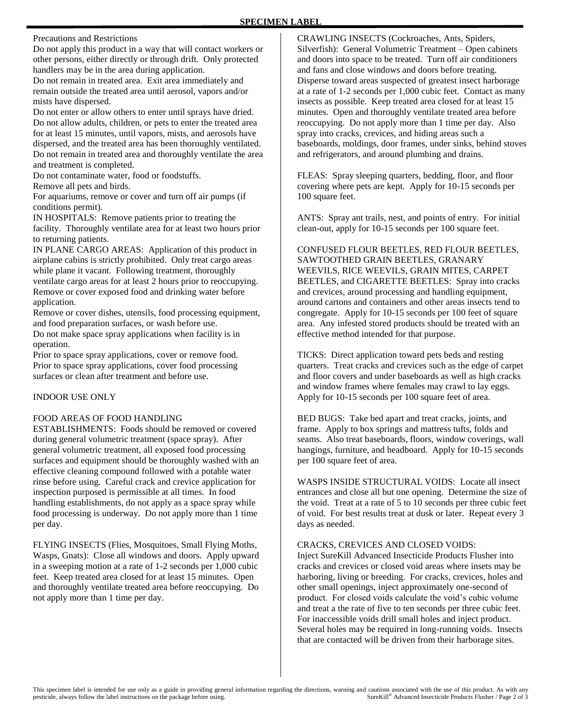SPECIMEN LABEL

Precautions and Restrictions

Do not apply this product in a way that will contact workers or other persons, either directly or through drift. Only protected handlers may be in the area during application.

Do not remain in treated area. Exit area immediately and remain outside the treated area until aerosol, vapors and/or mists have dispersed.

Do not enter or allow others to enter until sprays have dried.

Do not allow adults, children, or pets to enter the treated area for at least 15 minutes, until vapors, mists, and aerosols have dispersed, and the treated area has been thoroughly ventilated.

Do not remain in treated area and thoroughly ventilate the area and treatment is completed.

Do not contaminate water, food or foodstuffs.

Remove all pets and birds.

For aquariums, remove or cover and turn off air pumps (if conditions permit).

IN HOSPITALS: Remove patients prior to treating the facility. Thoroughly ventilate area for at least two hours prior to returning patients.

IN PLANE CARGO AREAS: Application of this product in airplane cabins is strictly prohibited. Only treat cargo areas while plane it vacant. Following treatment, thoroughly ventilate cargo areas for at least 2 hours prior to reoccupying.

Remove or cover exposed food and drinking water before application.

Remove or cover dishes, utensils, food processing equipment, and food preparation surfaces, or wash before use.

Do not make space spray applications when facility is in operation.

Prior to space spray applications, cover or remove food.

Prior to space spray applications, cover food processing surfaces or clean after treatment and before use.

INDOOR USE ONLY

FOOD AREAS OF FOOD HANDLING ESTABLISHMENTS: Foods should be removed or covered during general volumetric treatment (space spray). After general volumetric treatment, all exposed food processing surfaces and equipment should be thoroughly washed with an effective cleaning compound followed with a potable water rinse before using. Careful crack and crevice application for inspection purposed is permissible at all times. In food handling establishments, do not apply as a space spray while food processing is underway. Do not apply more than 1 time per day.

FLYING INSECTS (Flies, Mosquitoes, Small Flying Moths, Wasps, Gnats): Close all windows and doors. Apply upward in a sweeping motion at a rate of 1-2 seconds per 1,000 cubic feet. Keep treated area closed for at least 15 minutes. Open and thoroughly ventilate treated area before reoccupying. Do not apply more than 1 time per day.

CRAWLING INSECTS (Cockroaches, Ants, Spiders, Silverfish): General Volumetric Treatment – Open cabinets and doors into space to be treated. Turn off air conditioners and fans and close windows and doors before treating. Disperse toward areas suspected of greatest insect harborage at a rate of 1-2 seconds per 1,000 cubic feet. Contact as many insects as possible. Keep treated area closed for at least 15 minutes. Open and thoroughly ventilate treated area before reoccupying. Do not apply more than 1 time per day. Also spray into cracks, crevices, and hiding areas such a baseboards, moldings, door frames, under sinks, behind stoves and refrigerators, and around plumbing and drains.

FLEAS: Spray sleeping quarters, bedding, floor, and floor covering where pets are kept. Apply for 10-15 seconds per 100 square feet.

ANTS: Spray ant trails, nest, and points of entry. For initial clean-out, apply for 10-15 seconds per 100 square feet.

CONFUSED FLOUR BEETLES, RED FLOUR BEETLES, SAWTOOTHED GRAIN BEETLES, GRANARY WEEVILS, RICE WEEVILS, GRAIN MITES, CARPET BEETLES, and CIGARETTE BEETLES: Spray into cracks and crevices, around processing and handling equipment, around cartons and containers and other areas insects tend to congregate. Apply for 10-15 seconds per 100 feet of square area. Any infested stored products should be treated with an effective method intended for that purpose.

TICKS: Direct application toward pets beds and resting quarters. Treat cracks and crevices such as the edge of carpet and floor covers and under baseboards as well as high cracks and window frames where females may crawl to lay eggs. Apply for 10-15 seconds per 100 square feet of area.

BED BUGS: Take bed apart and treat cracks, joints, and frame. Apply to box springs and mattress tufts, folds and seams. Also treat baseboards, floors, window coverings, wall hangings, furniture, and headboard. Apply for 10-15 seconds per 100 square feet of area.

WASPS INSIDE STRUCTURAL VOIDS: Locate all insect entrances and close all but one opening. Determine the size of the void. Treat at a rate of 5 to 10 seconds per three cubic feet of void. For best results treat at dusk or later. Repeat every 3 days as needed.

CRACKS, CREVICES AND CLOSED VOIDS:
Inject SureKill Advanced Insecticide Products Flusher into cracks and crevices or closed void areas where insets may be harboring, living or breeding. For cracks, crevices, holes and other small openings, inject approximately one-second of product. For closed voids calculate the void's cubic volume and treat a the rate of five to ten seconds per three cubic feet. For inaccessible voids drill small holes and inject product. Several holes may be required in long-running voids. Insects that are contacted will be driven from their harborage sites.

This specimen label is intended for use only as a guide in providing general information regarding the directions, warning and cautions associated with the use of this product. As with any pesticide, always follow the label instructions on the package before using.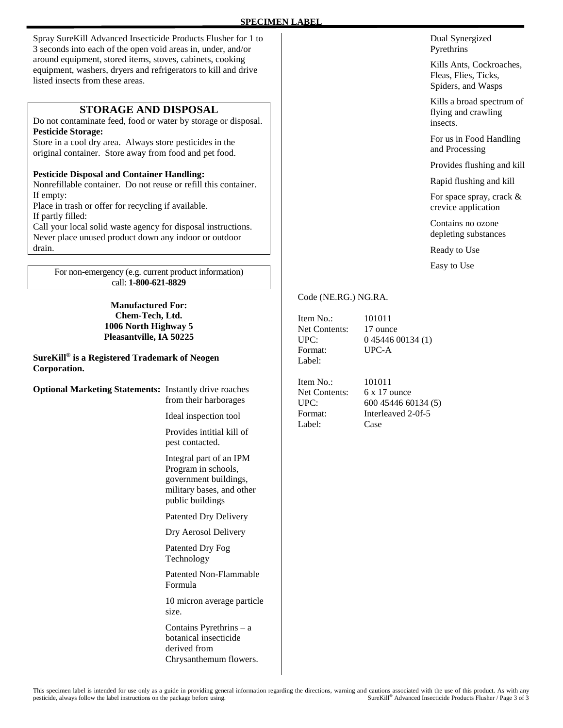SPECIMEN LABEL

Spray SureKill Advanced Insecticide Products Flusher for 1 to 3 seconds into each of the open void areas in, under, and/or around equipment, stored items, stoves, cabinets, cooking equipment, washers, dryers and refrigerators to kill and drive listed insects from these areas.

## STORAGE AND DISPOSAL

Do not contaminate feed, food or water by storage or disposal.

**Pesticide Storage:**
Store in a cool dry area. Always store pesticides in the original container. Store away from food and pet food.

**Pesticide Disposal and Container Handling:**
Nonrefillable container. Do not reuse or refill this container.
If empty:
Place in trash or offer for recycling if available.
If partly filled:
Call your local solid waste agency for disposal instructions. Never place unused product down any indoor or outdoor drain.

For non-emergency (e.g. current product information) call: **1-800-621-8829**

**Manufactured For:**
**Chem-Tech, Ltd.**
**1006 North Highway 5**
**Pleasantville, IA 50225**

**SureKill® is a Registered Trademark of Neogen Corporation.**

**Optional Marketing Statements:**

- Instantly drive roaches from their harborages
- Ideal inspection tool
- Provides intitial kill of pest contacted.
- Integral part of an IPM Program in schools, government buildings, military bases, and other public buildings
- Patented Dry Delivery
- Dry Aerosol Delivery
- Patented Dry Fog Technology
- Patented Non-Flammable Formula
- 10 micron average particle size.
- Contains Pyrethrins – a botanical insecticide derived from Chrysanthemum flowers.
- Dual Synergized Pyrethrins
- Kills Ants, Cockroaches, Fleas, Flies, Ticks, Spiders, and Wasps
- Kills a broad spectrum of flying and crawling insects.
- For us in Food Handling and Processing
- Provides flushing and kill
- Rapid flushing and kill
- For space spray, crack & crevice application
- Contains no ozone depleting substances
- Ready to Use
- Easy to Use

Code (NE.RG.) NG.RA.

| | |
|---|---|
| Item No.: | 101011 |
| Net Contents: | 17 ounce |
| UPC: | 0 45446 00134 (1) |
| Format: | UPC-A |
| Label: | |

| | |
|---|---|
| Item No.: | 101011 |
| Net Contents: | 6 x 17 ounce |
| UPC: | 600 45446 60134 (5) |
| Format: | Interleaved 2-0f-5 |
| Label: | Case |

This specimen label is intended for use only as a guide in providing general information regarding the directions, warning and cautions associated with the use of this product. As with any pesticide, always follow the label instructions on the package before using.